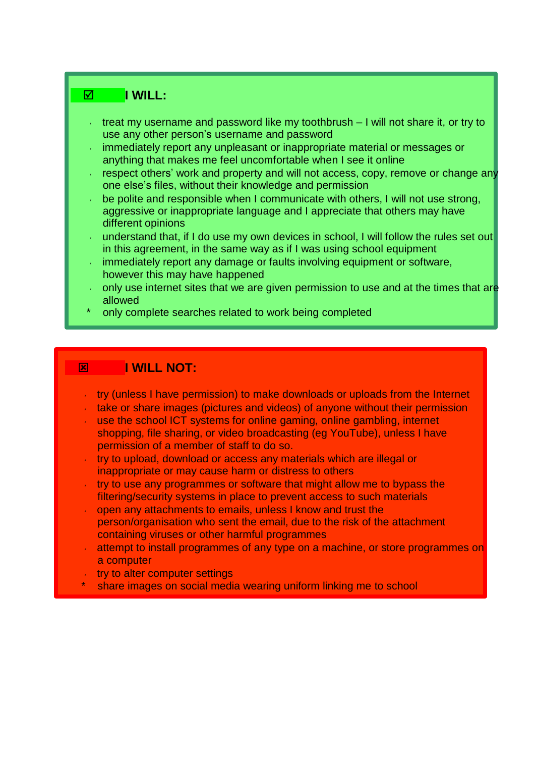## ☑ I WILL:

- treat my username and password like my toothbrush – I will not share it, or try to use any other person's username and password
- immediately report any unpleasant or inappropriate material or messages or anything that makes me feel uncomfortable when I see it online
- respect others' work and property and will not access, copy, remove or change any one else's files, without their knowledge and permission
- be polite and responsible when I communicate with others, I will not use strong, aggressive or inappropriate language and I appreciate that others may have different opinions
- understand that, if I do use my own devices in school, I will follow the rules set out in this agreement, in the same way as if I was using school equipment
- immediately report any damage or faults involving equipment or software, however this may have happened
- only use internet sites that we are given permission to use and at the times that are allowed
- only complete searches related to work being completed

## ☒ I WILL NOT:

- try (unless I have permission) to make downloads or uploads from the Internet
- take or share images (pictures and videos) of anyone without their permission
- use the school ICT systems for online gaming, online gambling, internet shopping, file sharing, or video broadcasting (eg YouTube), unless I have permission of a member of staff to do so.
- try to upload, download or access any materials which are illegal or inappropriate or may cause harm or distress to others
- try to use any programmes or software that might allow me to bypass the filtering/security systems in place to prevent access to such materials
- open any attachments to emails, unless I know and trust the person/organisation who sent the email, due to the risk of the attachment containing viruses or other harmful programmes
- attempt to install programmes of any type on a machine, or store programmes on a computer
- try to alter computer settings
- share images on social media wearing uniform linking me to school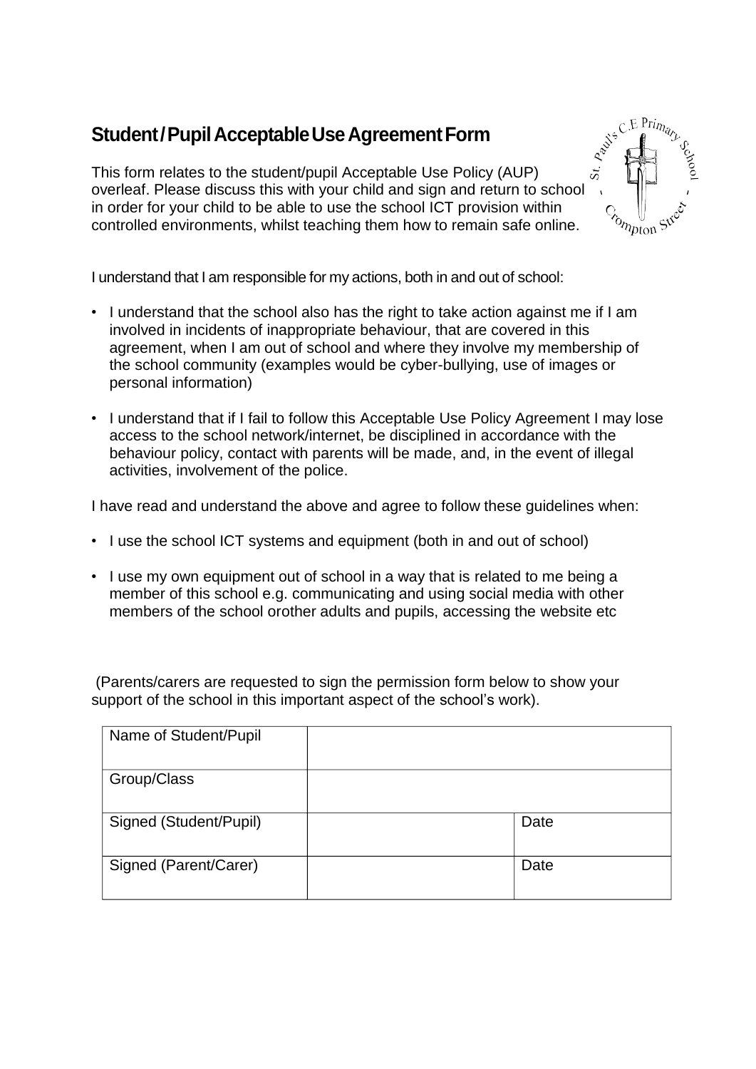## Student / Pupil Acceptable Use Agreement Form

This form relates to the student/pupil Acceptable Use Policy (AUP) overleaf. Please discuss this with your child and sign and return to school in order for your child to be able to use the school ICT provision within controlled environments, whilst teaching them how to remain safe online.

I understand that I am responsible for my actions, both in and out of school:

- I understand that the school also has the right to take action against me if I am involved in incidents of inappropriate behaviour, that are covered in this agreement, when I am out of school and where they involve my membership of the school community (examples would be cyber-bullying, use of images or personal information)
- I understand that if I fail to follow this Acceptable Use Policy Agreement I may lose access to the school network/internet, be disciplined in accordance with the behaviour policy, contact with parents will be made, and, in the event of illegal activities, involvement of the police.

I have read and understand the above and agree to follow these guidelines when:

- I use the school ICT systems and equipment (both in and out of school)
- I use my own equipment out of school in a way that is related to me being a member of this school e.g. communicating and using social media with other members of the school orother adults and pupils, accessing the website etc

(Parents/carers are requested to sign the permission form below to show your support of the school in this important aspect of the school's work).

| | | |
|---|---|---|
| Name of Student/Pupil | | |
| Group/Class | | |
| Signed (Student/Pupil) | | Date |
| Signed (Parent/Carer) | | Date |